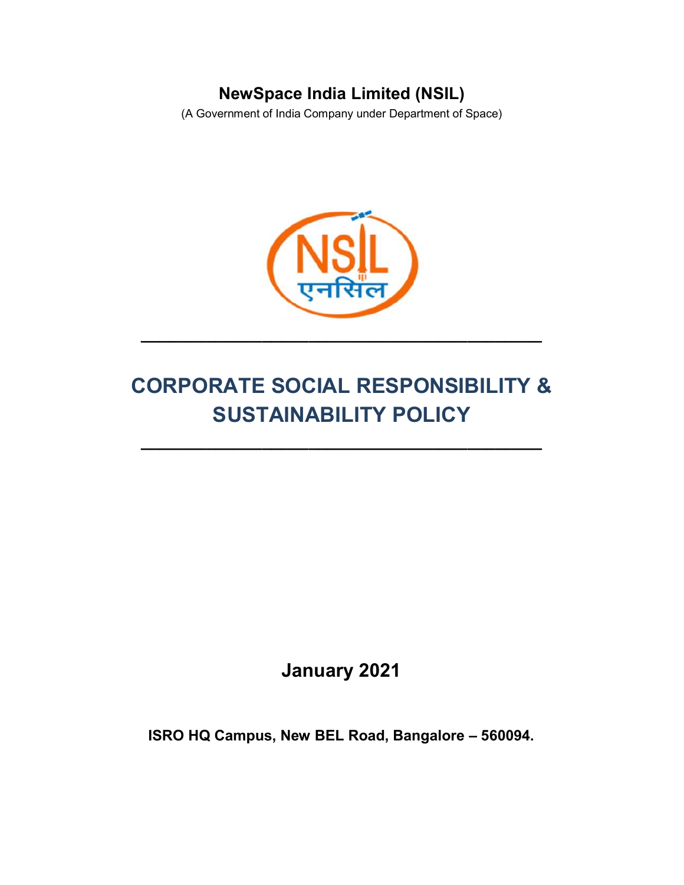**NewSpace India Limited (NSIL)**

(A Government of India Company under Department of Space)

---

# CORPORATE SOCIAL RESPONSIBILITY & SUSTAINABILITY POLICY

---

**January 2021**

**ISRO HQ Campus, New BEL Road, Bangalore – 560094.**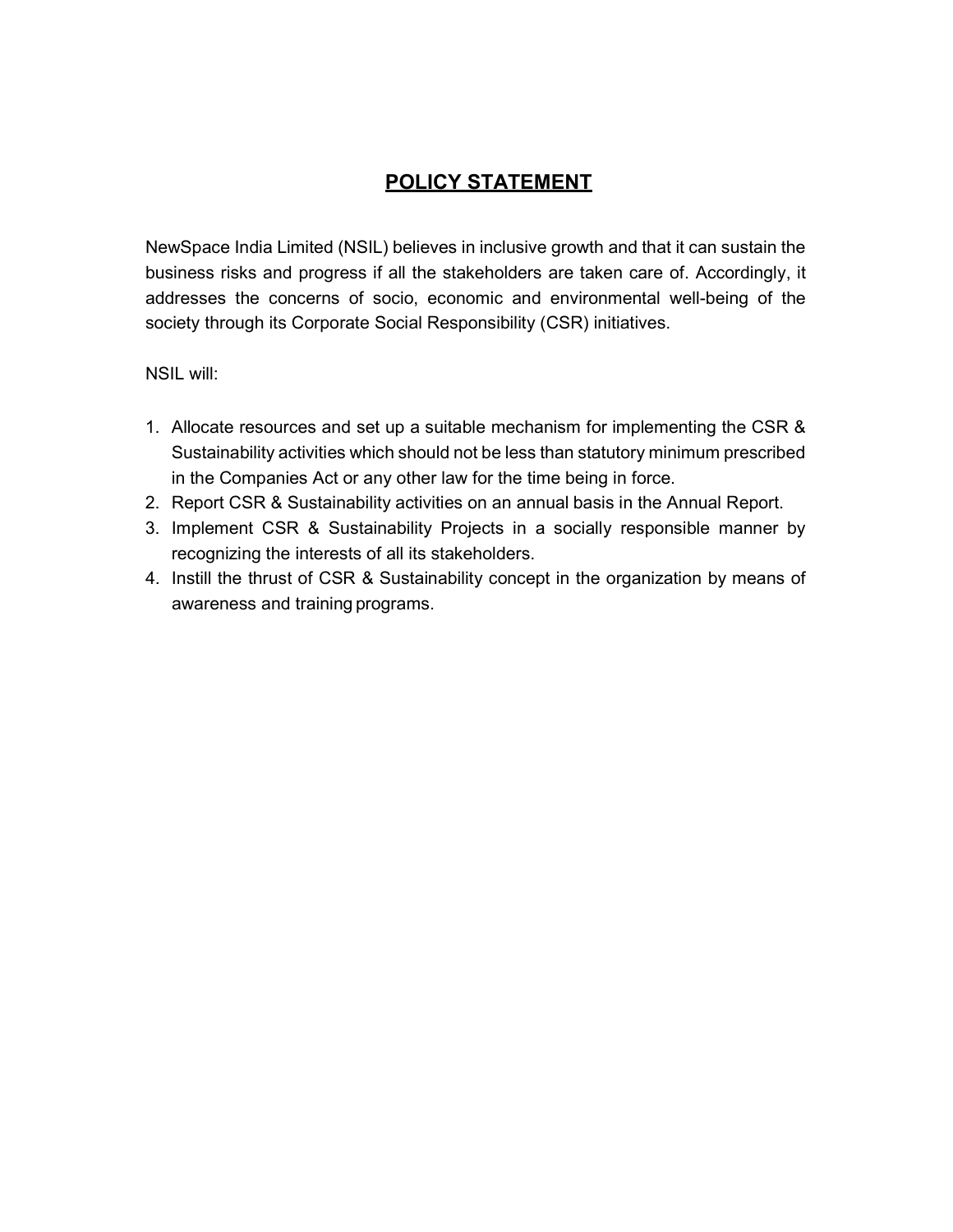# POLICY STATEMENT

NewSpace India Limited (NSIL) believes in inclusive growth and that it can sustain the business risks and progress if all the stakeholders are taken care of. Accordingly, it addresses the concerns of socio, economic and environmental well-being of the society through its Corporate Social Responsibility (CSR) initiatives.

NSIL will:

1. Allocate resources and set up a suitable mechanism for implementing the CSR & Sustainability activities which should not be less than statutory minimum prescribed in the Companies Act or any other law for the time being in force.
2. Report CSR & Sustainability activities on an annual basis in the Annual Report.
3. Implement CSR & Sustainability Projects in a socially responsible manner by recognizing the interests of all its stakeholders.
4. Instill the thrust of CSR & Sustainability concept in the organization by means of awareness and training programs.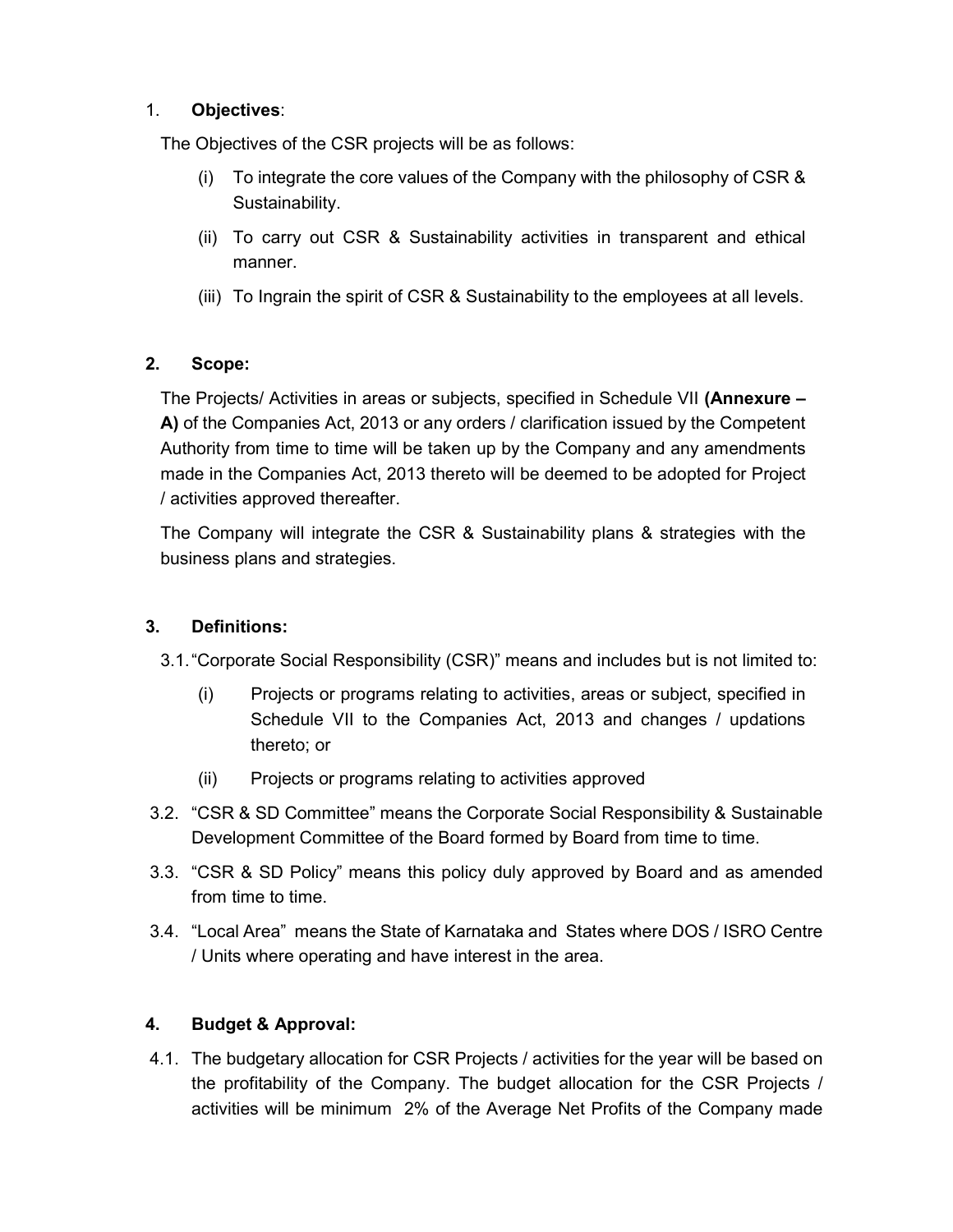## 1. Objectives:

The Objectives of the CSR projects will be as follows:

(i) To integrate the core values of the Company with the philosophy of CSR & Sustainability.

(ii) To carry out CSR & Sustainability activities in transparent and ethical manner.

(iii) To Ingrain the spirit of CSR & Sustainability to the employees at all levels.

## 2. Scope:

The Projects/ Activities in areas or subjects, specified in Schedule VII **(Annexure – A)** of the Companies Act, 2013 or any orders / clarification issued by the Competent Authority from time to time will be taken up by the Company and any amendments made in the Companies Act, 2013 thereto will be deemed to be adopted for Project / activities approved thereafter.

The Company will integrate the CSR & Sustainability plans & strategies with the business plans and strategies.

## 3. Definitions:

3.1. "Corporate Social Responsibility (CSR)" means and includes but is not limited to:

(i) Projects or programs relating to activities, areas or subject, specified in Schedule VII to the Companies Act, 2013 and changes / updations thereto; or

(ii) Projects or programs relating to activities approved

3.2. "CSR & SD Committee" means the Corporate Social Responsibility & Sustainable Development Committee of the Board formed by Board from time to time.

3.3. "CSR & SD Policy" means this policy duly approved by Board and as amended from time to time.

3.4. "Local Area" means the State of Karnataka and States where DOS / ISRO Centre / Units where operating and have interest in the area.

## 4. Budget & Approval:

4.1. The budgetary allocation for CSR Projects / activities for the year will be based on the profitability of the Company. The budget allocation for the CSR Projects / activities will be minimum 2% of the Average Net Profits of the Company made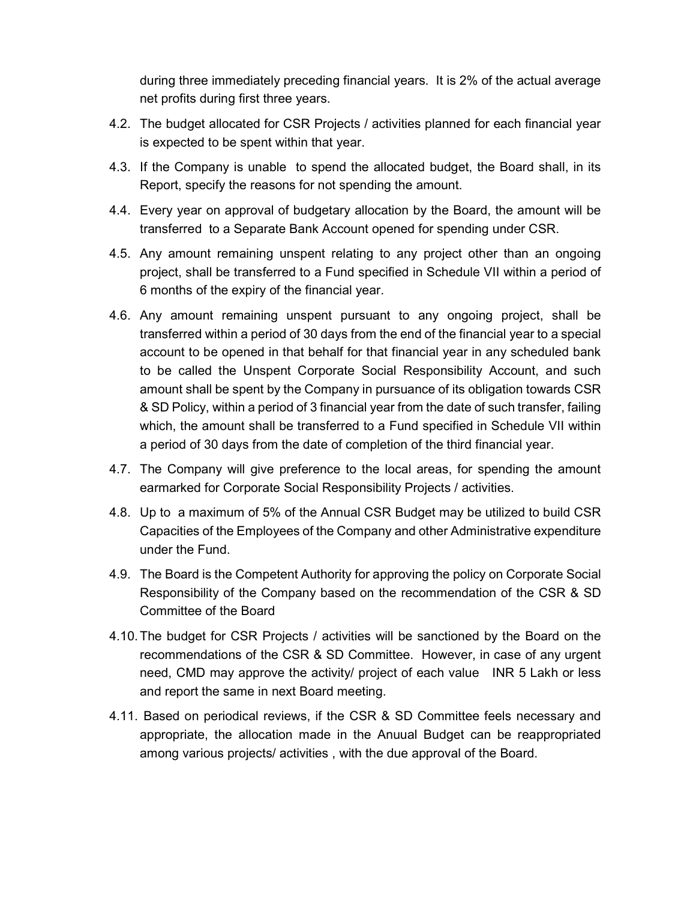during three immediately preceding financial years. It is 2% of the actual average net profits during first three years.

4.2. The budget allocated for CSR Projects / activities planned for each financial year is expected to be spent within that year.

4.3. If the Company is unable to spend the allocated budget, the Board shall, in its Report, specify the reasons for not spending the amount.

4.4. Every year on approval of budgetary allocation by the Board, the amount will be transferred to a Separate Bank Account opened for spending under CSR.

4.5. Any amount remaining unspent relating to any project other than an ongoing project, shall be transferred to a Fund specified in Schedule VII within a period of 6 months of the expiry of the financial year.

4.6. Any amount remaining unspent pursuant to any ongoing project, shall be transferred within a period of 30 days from the end of the financial year to a special account to be opened in that behalf for that financial year in any scheduled bank to be called the Unspent Corporate Social Responsibility Account, and such amount shall be spent by the Company in pursuance of its obligation towards CSR & SD Policy, within a period of 3 financial year from the date of such transfer, failing which, the amount shall be transferred to a Fund specified in Schedule VII within a period of 30 days from the date of completion of the third financial year.

4.7. The Company will give preference to the local areas, for spending the amount earmarked for Corporate Social Responsibility Projects / activities.

4.8. Up to a maximum of 5% of the Annual CSR Budget may be utilized to build CSR Capacities of the Employees of the Company and other Administrative expenditure under the Fund.

4.9. The Board is the Competent Authority for approving the policy on Corporate Social Responsibility of the Company based on the recommendation of the CSR & SD Committee of the Board

4.10. The budget for CSR Projects / activities will be sanctioned by the Board on the recommendations of the CSR & SD Committee. However, in case of any urgent need, CMD may approve the activity/ project of each value INR 5 Lakh or less and report the same in next Board meeting.

4.11. Based on periodical reviews, if the CSR & SD Committee feels necessary and appropriate, the allocation made in the Anuual Budget can be reappropriated among various projects/ activities , with the due approval of the Board.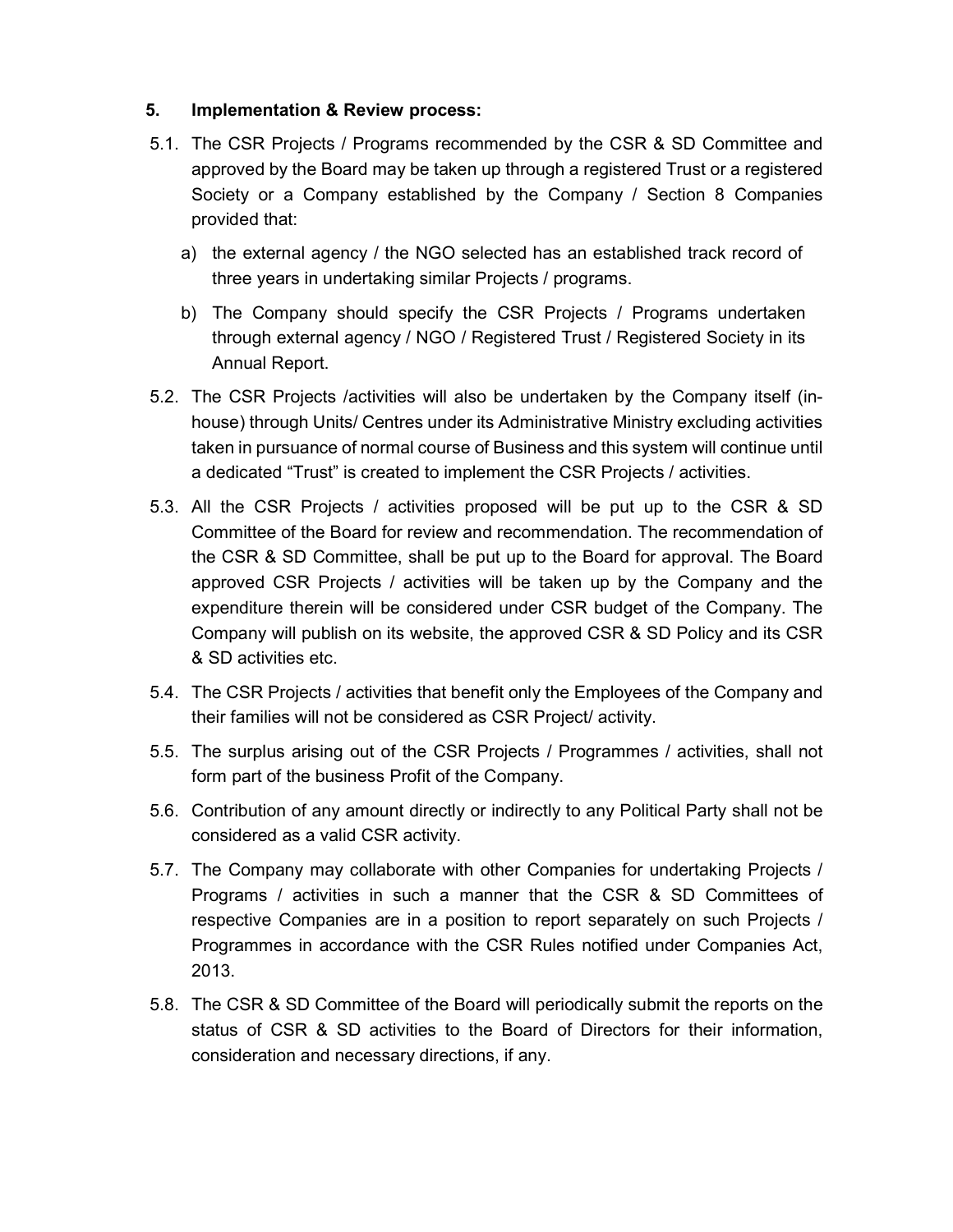## 5. Implementation & Review process:

5.1. The CSR Projects / Programs recommended by the CSR & SD Committee and approved by the Board may be taken up through a registered Trust or a registered Society or a Company established by the Company / Section 8 Companies provided that:

a) the external agency / the NGO selected has an established track record of three years in undertaking similar Projects / programs.

b) The Company should specify the CSR Projects / Programs undertaken through external agency / NGO / Registered Trust / Registered Society in its Annual Report.

5.2. The CSR Projects /activities will also be undertaken by the Company itself (in-house) through Units/ Centres under its Administrative Ministry excluding activities taken in pursuance of normal course of Business and this system will continue until a dedicated "Trust" is created to implement the CSR Projects / activities.

5.3. All the CSR Projects / activities proposed will be put up to the CSR & SD Committee of the Board for review and recommendation. The recommendation of the CSR & SD Committee, shall be put up to the Board for approval. The Board approved CSR Projects / activities will be taken up by the Company and the expenditure therein will be considered under CSR budget of the Company. The Company will publish on its website, the approved CSR & SD Policy and its CSR & SD activities etc.

5.4. The CSR Projects / activities that benefit only the Employees of the Company and their families will not be considered as CSR Project/ activity.

5.5. The surplus arising out of the CSR Projects / Programmes / activities, shall not form part of the business Profit of the Company.

5.6. Contribution of any amount directly or indirectly to any Political Party shall not be considered as a valid CSR activity.

5.7. The Company may collaborate with other Companies for undertaking Projects / Programs / activities in such a manner that the CSR & SD Committees of respective Companies are in a position to report separately on such Projects / Programmes in accordance with the CSR Rules notified under Companies Act, 2013.

5.8. The CSR & SD Committee of the Board will periodically submit the reports on the status of CSR & SD activities to the Board of Directors for their information, consideration and necessary directions, if any.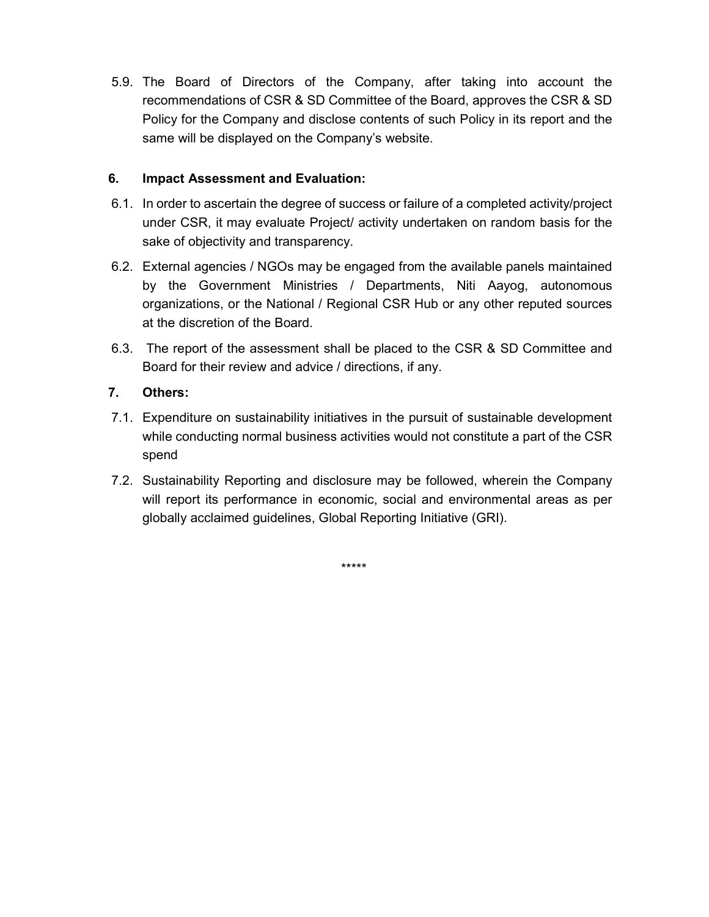5.9. The Board of Directors of the Company, after taking into account the recommendations of CSR & SD Committee of the Board, approves the CSR & SD Policy for the Company and disclose contents of such Policy in its report and the same will be displayed on the Company's website.

## 6. Impact Assessment and Evaluation:

6.1. In order to ascertain the degree of success or failure of a completed activity/project under CSR, it may evaluate Project/ activity undertaken on random basis for the sake of objectivity and transparency.

6.2. External agencies / NGOs may be engaged from the available panels maintained by the Government Ministries / Departments, Niti Aayog, autonomous organizations, or the National / Regional CSR Hub or any other reputed sources at the discretion of the Board.

6.3. The report of the assessment shall be placed to the CSR & SD Committee and Board for their review and advice / directions, if any.

## 7. Others:

7.1. Expenditure on sustainability initiatives in the pursuit of sustainable development while conducting normal business activities would not constitute a part of the CSR spend

7.2. Sustainability Reporting and disclosure may be followed, wherein the Company will report its performance in economic, social and environmental areas as per globally acclaimed guidelines, Global Reporting Initiative (GRI).

*****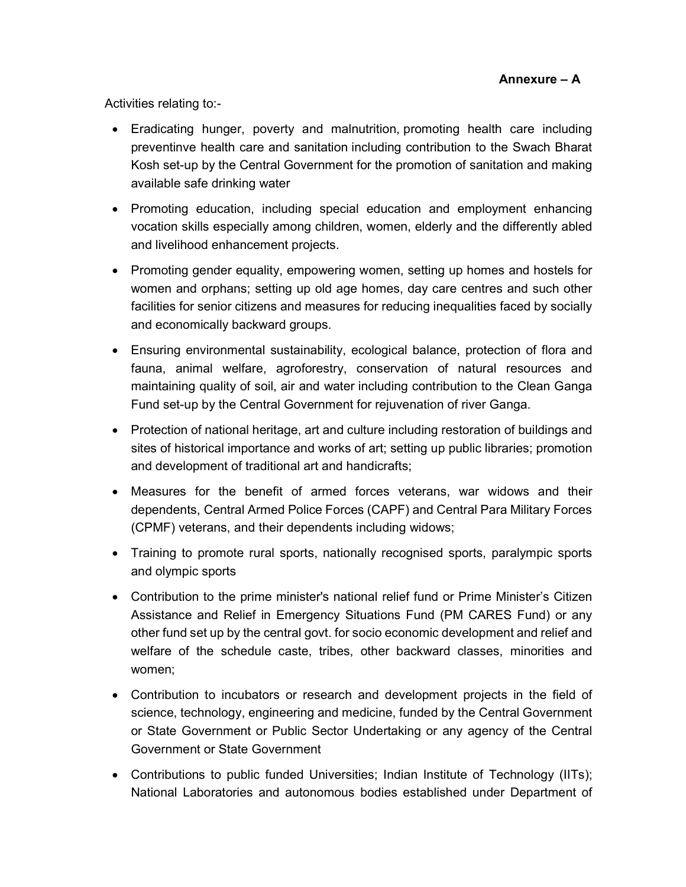**Annexure – A**

Activities relating to:-

- Eradicating hunger, poverty and malnutrition, promoting health care including preventinve health care and sanitation including contribution to the Swach Bharat Kosh set-up by the Central Government for the promotion of sanitation and making available safe drinking water
- Promoting education, including special education and employment enhancing vocation skills especially among children, women, elderly and the differently abled and livelihood enhancement projects.
- Promoting gender equality, empowering women, setting up homes and hostels for women and orphans; setting up old age homes, day care centres and such other facilities for senior citizens and measures for reducing inequalities faced by socially and economically backward groups.
- Ensuring environmental sustainability, ecological balance, protection of flora and fauna, animal welfare, agroforestry, conservation of natural resources and maintaining quality of soil, air and water including contribution to the Clean Ganga Fund set-up by the Central Government for rejuvenation of river Ganga.
- Protection of national heritage, art and culture including restoration of buildings and sites of historical importance and works of art; setting up public libraries; promotion and development of traditional art and handicrafts;
- Measures for the benefit of armed forces veterans, war widows and their dependents, Central Armed Police Forces (CAPF) and Central Para Military Forces (CPMF) veterans, and their dependents including widows;
- Training to promote rural sports, nationally recognised sports, paralympic sports and olympic sports
- Contribution to the prime minister's national relief fund or Prime Minister's Citizen Assistance and Relief in Emergency Situations Fund (PM CARES Fund) or any other fund set up by the central govt. for socio economic development and relief and welfare of the schedule caste, tribes, other backward classes, minorities and women;
- Contribution to incubators or research and development projects in the field of science, technology, engineering and medicine, funded by the Central Government or State Government or Public Sector Undertaking or any agency of the Central Government or State Government
- Contributions to public funded Universities; Indian Institute of Technology (IITs); National Laboratories and autonomous bodies established under Department of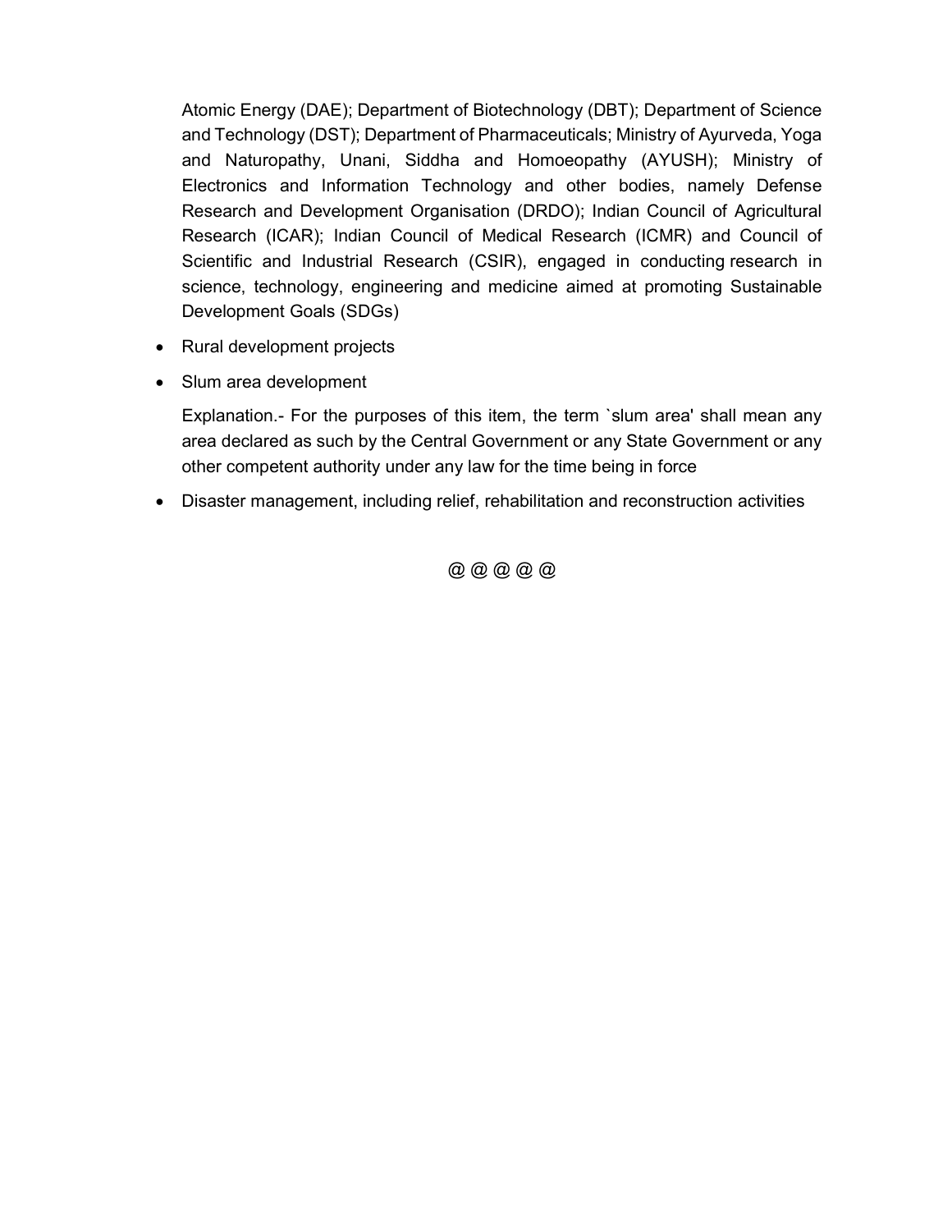Atomic Energy (DAE); Department of Biotechnology (DBT); Department of Science and Technology (DST); Department of Pharmaceuticals; Ministry of Ayurveda, Yoga and Naturopathy, Unani, Siddha and Homoeopathy (AYUSH); Ministry of Electronics and Information Technology and other bodies, namely Defense Research and Development Organisation (DRDO); Indian Council of Agricultural Research (ICAR); Indian Council of Medical Research (ICMR) and Council of Scientific and Industrial Research (CSIR), engaged in conducting research in science, technology, engineering and medicine aimed at promoting Sustainable Development Goals (SDGs)

- Rural development projects
- Slum area development

  Explanation.- For the purposes of this item, the term `slum area' shall mean any area declared as such by the Central Government or any State Government or any other competent authority under any law for the time being in force

- Disaster management, including relief, rehabilitation and reconstruction activities

@ @ @ @ @